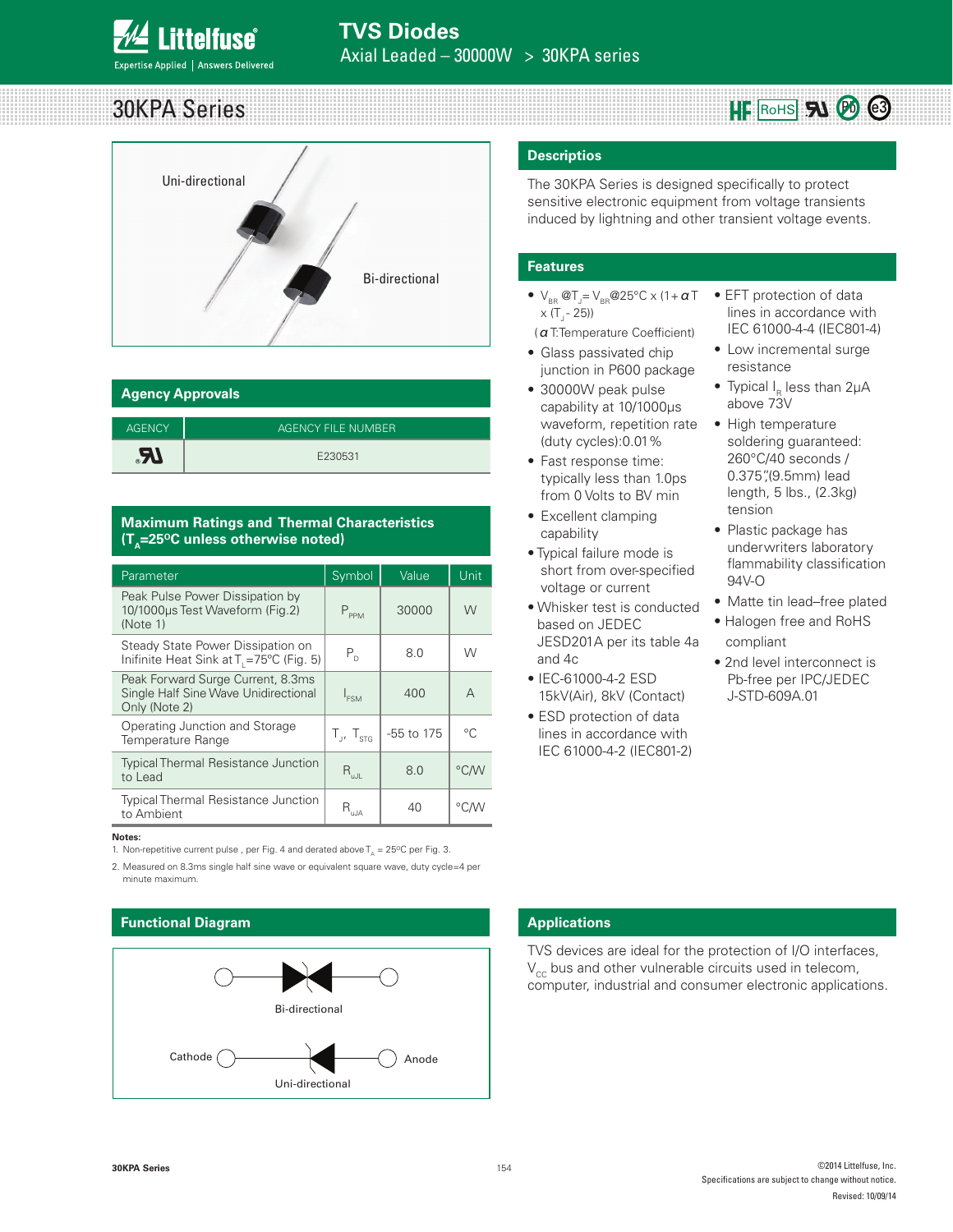# TVS Diodes

Axial Leaded – 30000W > 30KPA series

## 30KPA Series

Uni-directional

Bi-directional

## Descriptios

The 30KPA Series is designed specifically to protect sensitive electronic equipment from voltage transients induced by lightning and other transient voltage events.

## Features

- $V_{BR}$ @$T_J$= $V_{BR}$@25°C x (1+ $\alpha$T x ($T_J$ - 25)) ($\alpha$T:Temperature Coefficient)
- Glass passivated chip junction in P600 package
- 30000W peak pulse capability at 10/1000μs waveform, repetition rate (duty cycles):0.01%
- Fast response time: typically less than 1.0ps from 0 Volts to BV min
- Excellent clamping capability
- Typical failure mode is short from over-specified voltage or current
- Whisker test is conducted based on JEDEC JESD201A per its table 4a and 4c
- IEC-61000-4-2 ESD 15kV(Air), 8kV (Contact)
- ESD protection of data lines in accordance with IEC 61000-4-2 (IEC801-2)
- EFT protection of data lines in accordance with IEC 61000-4-4 (IEC801-4)
- Low incremental surge resistance
- Typical $I_R$ less than 2μA above 73V
- High temperature soldering guaranteed: 260°C/40 seconds / 0.375",(9.5mm) lead length, 5 lbs., (2.3kg) tension
- Plastic package has underwriters laboratory flammability classification 94V-O
- Matte tin lead–free plated
- Halogen free and RoHS compliant
- 2nd level interconnect is Pb-free per IPC/JEDEC J-STD-609A.01

## Agency Approvals

| AGENCY | AGENCY FILE NUMBER |
|---|---|
| UL | E230531 |

## Maximum Ratings and Thermal Characteristics ($T_A$=25°C unless otherwise noted)

| Parameter | Symbol | Value | Unit |
|---|---|---|---|
| Peak Pulse Power Dissipation by 10/1000μs Test Waveform (Fig.2) (Note 1) | $P_{PPM}$ | 30000 | W |
| Steady State Power Dissipation on Inifinite Heat Sink at $T_L$=75°C (Fig. 5) | $P_D$ | 8.0 | W |
| Peak Forward Surge Current, 8.3ms Single Half Sine Wave Unidirectional Only (Note 2) | $I_{FSM}$ | 400 | A |
| Operating Junction and Storage Temperature Range | $T_J$, $T_{STG}$ | -55 to 175 | °C |
| Typical Thermal Resistance Junction to Lead | $R_{uJL}$ | 8.0 | °C/W |
| Typical Thermal Resistance Junction to Ambient | $R_{uJA}$ | 40 | °C/W |

**Notes:**

1. Non-repetitive current pulse , per Fig. 4 and derated above $T_A$ = 25°C per Fig. 3.
2. Measured on 8.3ms single half sine wave or equivalent square wave, duty cycle=4 per minute maximum.

## Functional Diagram

Bi-directional

Cathode — Anode

Uni-directional

## Applications

TVS devices are ideal for the protection of I/O interfaces, $V_{CC}$ bus and other vulnerable circuits used in telecom, computer, industrial and consumer electronic applications.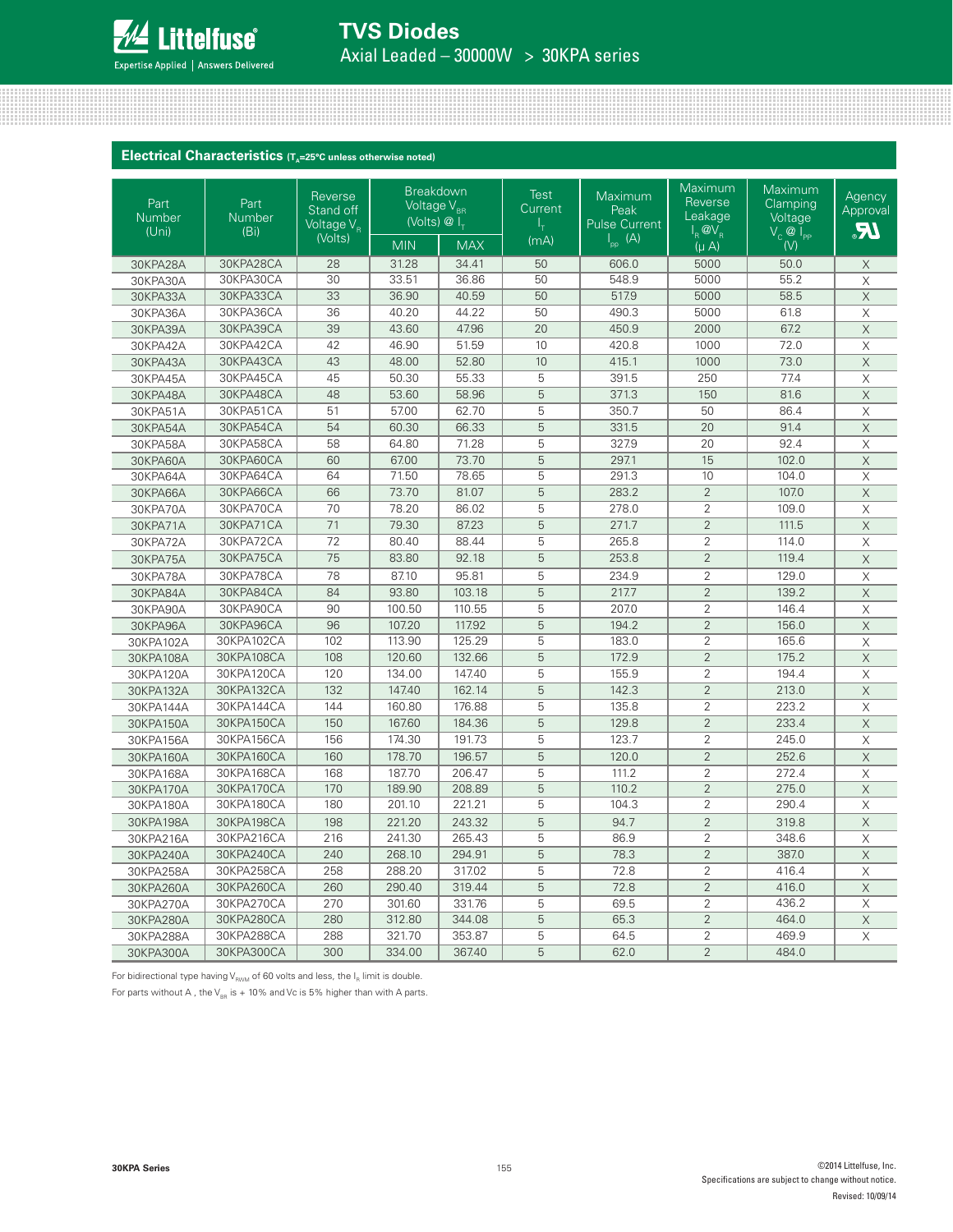## Electrical Characteristics ($T_A$=25°C unless otherwise noted)

| Part Number (Uni) | Part Number (Bi) | Reverse Stand off Voltage $V_R$ (Volts) | Breakdown Voltage $V_{BR}$ (Volts) @ $I_T$ | | Test Current $I_T$ (mA) | Maximum Peak Pulse Current $I_{pp}$ (A) | Maximum Reverse Leakage $I_R$ @$V_R$ (μ A) | Maximum Clamping Voltage $V_C$ @ $I_{PP}$ (V) | Agency Approval |
|---|---|---|---|---|---|---|---|---|---|
| | | | MIN | MAX | | | | | |
| 30KPA28A | 30KPA28CA | 28 | 31.28 | 34.41 | 50 | 606.0 | 5000 | 50.0 | X |
| 30KPA30A | 30KPA30CA | 30 | 33.51 | 36.86 | 50 | 548.9 | 5000 | 55.2 | X |
| 30KPA33A | 30KPA33CA | 33 | 36.90 | 40.59 | 50 | 517.9 | 5000 | 58.5 | X |
| 30KPA36A | 30KPA36CA | 36 | 40.20 | 44.22 | 50 | 490.3 | 5000 | 61.8 | X |
| 30KPA39A | 30KPA39CA | 39 | 43.60 | 47.96 | 20 | 450.9 | 2000 | 67.2 | X |
| 30KPA42A | 30KPA42CA | 42 | 46.90 | 51.59 | 10 | 420.8 | 1000 | 72.0 | X |
| 30KPA43A | 30KPA43CA | 43 | 48.00 | 52.80 | 10 | 415.1 | 1000 | 73.0 | X |
| 30KPA45A | 30KPA45CA | 45 | 50.30 | 55.33 | 5 | 391.5 | 250 | 77.4 | X |
| 30KPA48A | 30KPA48CA | 48 | 53.60 | 58.96 | 5 | 371.3 | 150 | 81.6 | X |
| 30KPA51A | 30KPA51CA | 51 | 57.00 | 62.70 | 5 | 350.7 | 50 | 86.4 | X |
| 30KPA54A | 30KPA54CA | 54 | 60.30 | 66.33 | 5 | 331.5 | 20 | 91.4 | X |
| 30KPA58A | 30KPA58CA | 58 | 64.80 | 71.28 | 5 | 327.9 | 20 | 92.4 | X |
| 30KPA60A | 30KPA60CA | 60 | 67.00 | 73.70 | 5 | 297.1 | 15 | 102.0 | X |
| 30KPA64A | 30KPA64CA | 64 | 71.50 | 78.65 | 5 | 291.3 | 10 | 104.0 | X |
| 30KPA66A | 30KPA66CA | 66 | 73.70 | 81.07 | 5 | 283.2 | 2 | 107.0 | X |
| 30KPA70A | 30KPA70CA | 70 | 78.20 | 86.02 | 5 | 278.0 | 2 | 109.0 | X |
| 30KPA71A | 30KPA71CA | 71 | 79.30 | 87.23 | 5 | 271.7 | 2 | 111.5 | X |
| 30KPA72A | 30KPA72CA | 72 | 80.40 | 88.44 | 5 | 265.8 | 2 | 114.0 | X |
| 30KPA75A | 30KPA75CA | 75 | 83.80 | 92.18 | 5 | 253.8 | 2 | 119.4 | X |
| 30KPA78A | 30KPA78CA | 78 | 87.10 | 95.81 | 5 | 234.9 | 2 | 129.0 | X |
| 30KPA84A | 30KPA84CA | 84 | 93.80 | 103.18 | 5 | 217.7 | 2 | 139.2 | X |
| 30KPA90A | 30KPA90CA | 90 | 100.50 | 110.55 | 5 | 207.0 | 2 | 146.4 | X |
| 30KPA96A | 30KPA96CA | 96 | 107.20 | 117.92 | 5 | 194.2 | 2 | 156.0 | X |
| 30KPA102A | 30KPA102CA | 102 | 113.90 | 125.29 | 5 | 183.0 | 2 | 165.6 | X |
| 30KPA108A | 30KPA108CA | 108 | 120.60 | 132.66 | 5 | 172.9 | 2 | 175.2 | X |
| 30KPA120A | 30KPA120CA | 120 | 134.00 | 147.40 | 5 | 155.9 | 2 | 194.4 | X |
| 30KPA132A | 30KPA132CA | 132 | 147.40 | 162.14 | 5 | 142.3 | 2 | 213.0 | X |
| 30KPA144A | 30KPA144CA | 144 | 160.80 | 176.88 | 5 | 135.8 | 2 | 223.2 | X |
| 30KPA150A | 30KPA150CA | 150 | 167.60 | 184.36 | 5 | 129.8 | 2 | 233.4 | X |
| 30KPA156A | 30KPA156CA | 156 | 174.30 | 191.73 | 5 | 123.7 | 2 | 245.0 | X |
| 30KPA160A | 30KPA160CA | 160 | 178.70 | 196.57 | 5 | 120.0 | 2 | 252.6 | X |
| 30KPA168A | 30KPA168CA | 168 | 187.70 | 206.47 | 5 | 111.2 | 2 | 272.4 | X |
| 30KPA170A | 30KPA170CA | 170 | 189.90 | 208.89 | 5 | 110.2 | 2 | 275.0 | X |
| 30KPA180A | 30KPA180CA | 180 | 201.10 | 221.21 | 5 | 104.3 | 2 | 290.4 | X |
| 30KPA198A | 30KPA198CA | 198 | 221.20 | 243.32 | 5 | 94.7 | 2 | 319.8 | X |
| 30KPA216A | 30KPA216CA | 216 | 241.30 | 265.43 | 5 | 86.9 | 2 | 348.6 | X |
| 30KPA240A | 30KPA240CA | 240 | 268.10 | 294.91 | 5 | 78.3 | 2 | 387.0 | X |
| 30KPA258A | 30KPA258CA | 258 | 288.20 | 317.02 | 5 | 72.8 | 2 | 416.4 | X |
| 30KPA260A | 30KPA260CA | 260 | 290.40 | 319.44 | 5 | 72.8 | 2 | 416.0 | X |
| 30KPA270A | 30KPA270CA | 270 | 301.60 | 331.76 | 5 | 69.5 | 2 | 436.2 | X |
| 30KPA280A | 30KPA280CA | 280 | 312.80 | 344.08 | 5 | 65.3 | 2 | 464.0 | X |
| 30KPA288A | 30KPA288CA | 288 | 321.70 | 353.87 | 5 | 64.5 | 2 | 469.9 | X |
| 30KPA300A | 30KPA300CA | 300 | 334.00 | 367.40 | 5 | 62.0 | 2 | 484.0 | |

For bidirectional type having $V_{RWM}$ of 60 volts and less, the $I_R$ limit is double.

For parts without A , the $V_{BR}$ is + 10% and Vc is 5% higher than with A parts.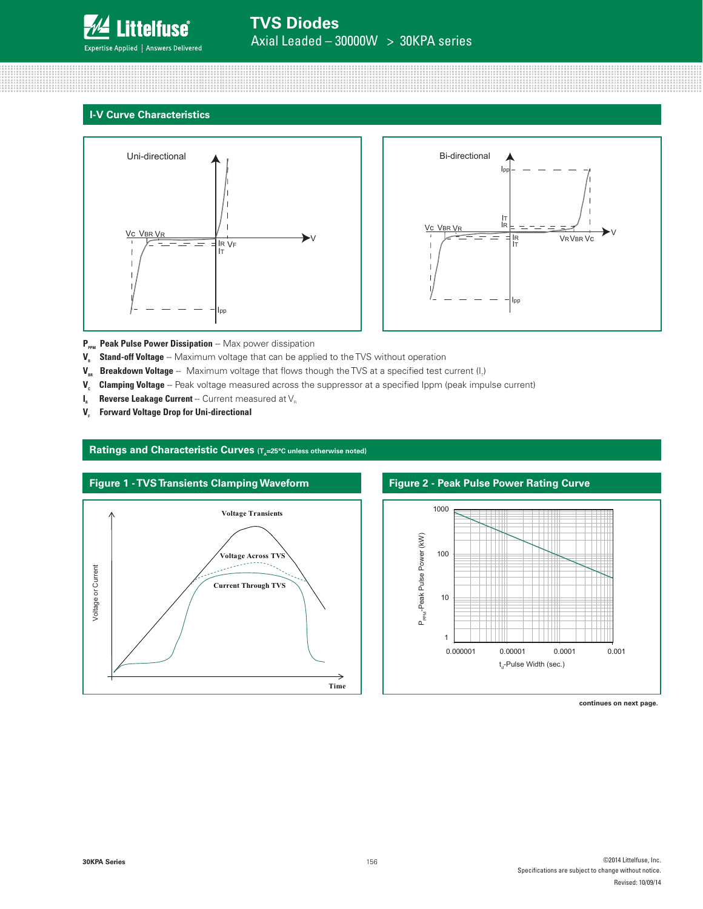## I-V Curve Characteristics

$P_{PPM}$ **Peak Pulse Power Dissipation** -- Max power dissipation

$V_R$ **Stand-off Voltage** -- Maximum voltage that can be applied to the TVS without operation

$V_{BR}$ **Breakdown Voltage** -- Maximum voltage that flows though the TVS at a specified test current ($I_T$)

$V_C$ **Clamping Voltage** -- Peak voltage measured across the suppressor at a specified Ippm (peak impulse current)

$I_R$ **Reverse Leakage Current** -- Current measured at $V_R$

$V_F$ **Forward Voltage Drop for Uni-directional**

## Ratings and Characteristic Curves ($T_A$=25°C unless otherwise noted)

### Figure 1 - TVS Transients Clamping Waveform

### Figure 2 - Peak Pulse Power Rating Curve

**continues on next page.**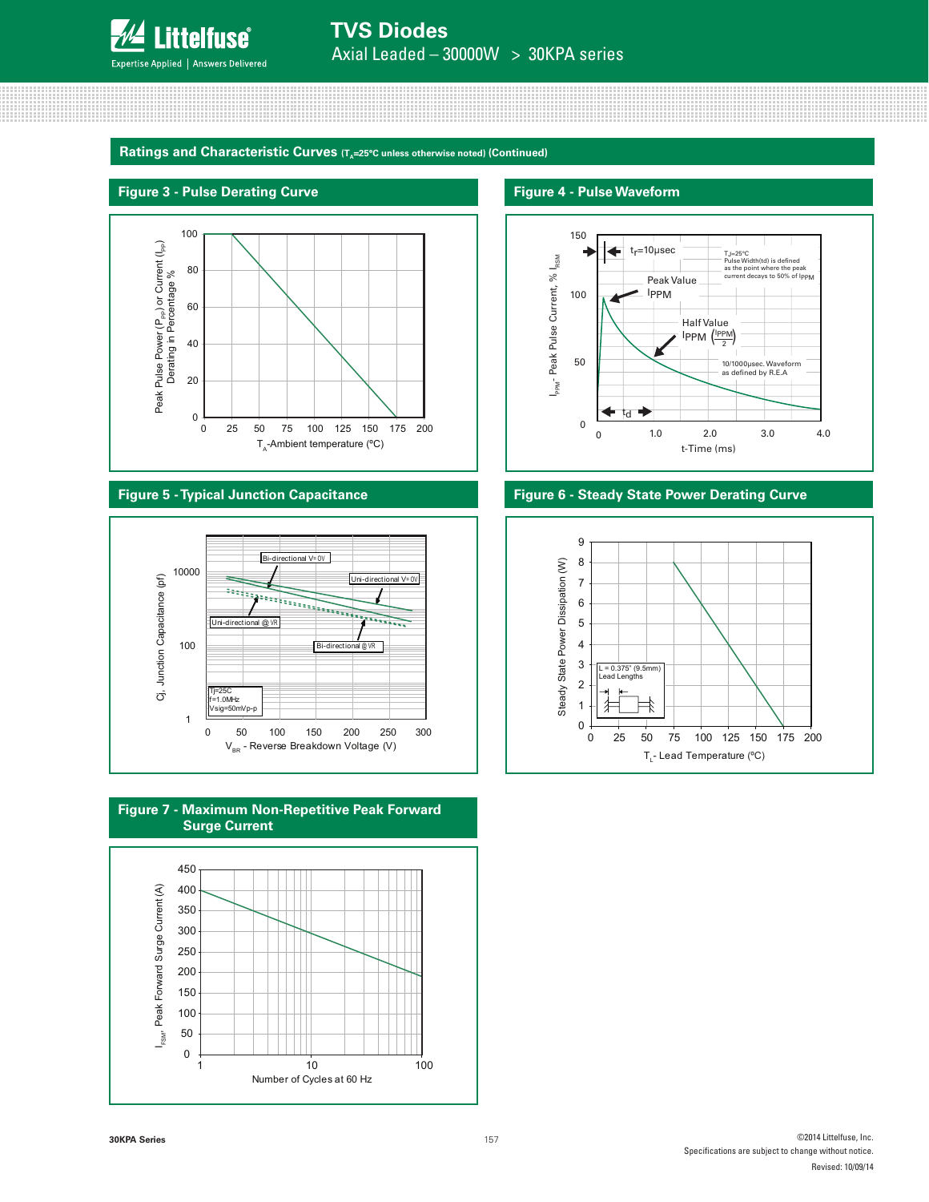## Ratings and Characteristic Curves ($T_A$=25°C unless otherwise noted) (Continued)

### Figure 3 - Pulse Derating Curve

Peak Pulse Power ($P_{PP}$) or Current ($I_{PP}$) Derating in Percentage %

$T_A$-Ambient temperature (ºC)

### Figure 4 - Pulse Waveform

$T_J$=25ºC
Pulse Width(td) is defined as the point where the peak current decays to 50% of $I_{PPM}$

$t_r$=10µsec

Peak Value $I_{PPM}$

Half Value $I_{PPM}$ $\left(\frac{I_{PPM}}{2}\right)$

10/1000µsec. Waveform as defined by R.E.A

$t_d$

$I_{PPM}$- Peak Pulse Current, % $I_{RSM}$

t-Time (ms)

### Figure 5 - Typical Junction Capacitance

Bi-directional V=0V

Uni-directional V=0V

Uni-directional @ VR

Bi-directional @ VR

Tj=25C
f=1.0MHz
Vsig=50mVp-p

Cj, Junction Capacitance (pf)

$V_{BR}$ - Reverse Breakdown Voltage (V)

### Figure 6 - Steady State Power Derating Curve

L = 0.375" (9.5mm) Lead Lengths

Steady State Power Dissipation (W)

$T_L$- Lead Temperature (ºC)

### Figure 7 - Maximum Non-Repetitive Peak Forward Surge Current

$I_{FSM}$, Peak Forward Surge Current (A)

Number of Cycles at 60 Hz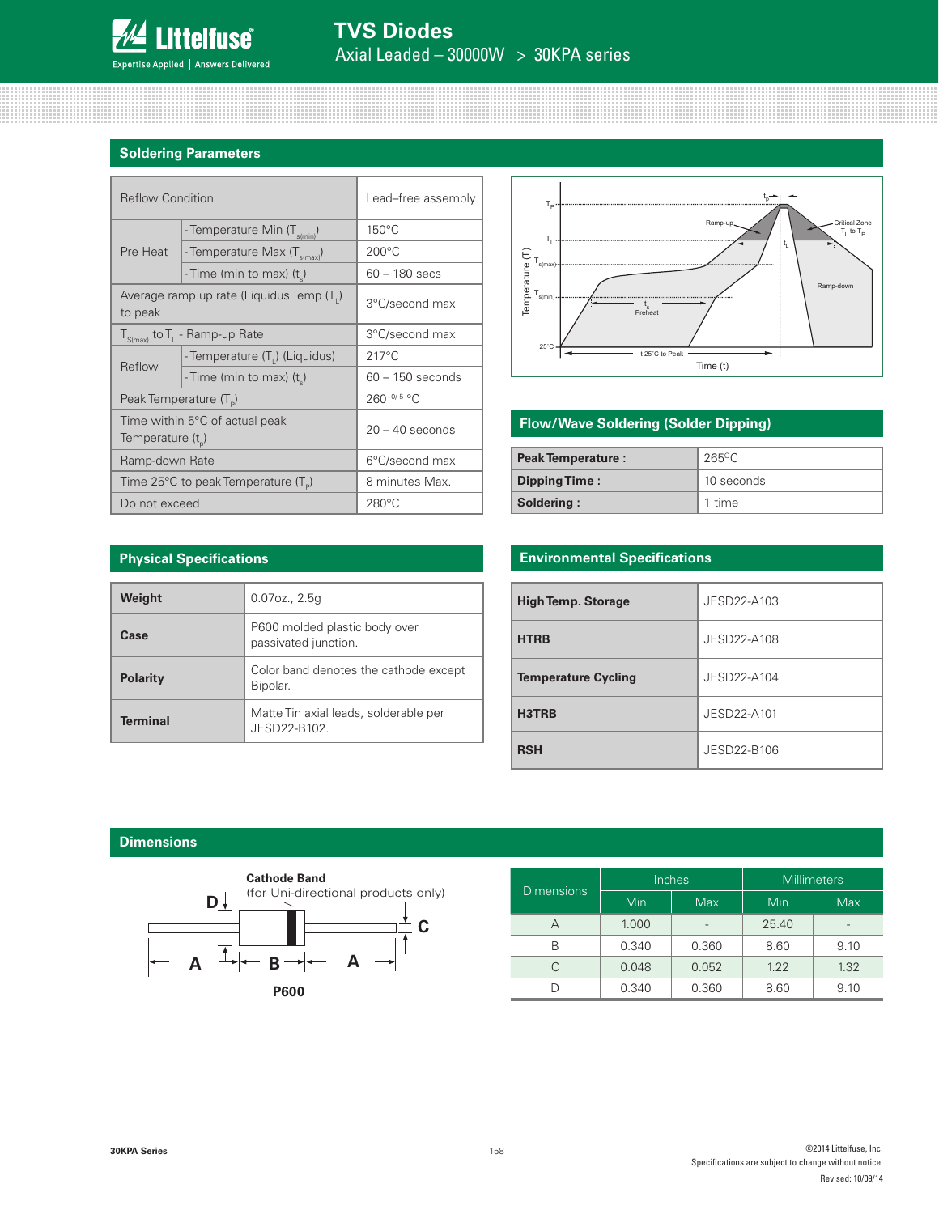## Soldering Parameters

| Reflow Condition | | Lead–free assembly |
|---|---|---|
| Pre Heat | - Temperature Min ($T_{s(min)}$) | 150°C |
| | - Temperature Max ($T_{s(max)}$) | 200°C |
| | - Time (min to max) ($t_s$) | 60 – 180 secs |
| Average ramp up rate (Liquidus Temp ($T_L$) to peak | | 3°C/second max |
| $T_{S(max)}$ to $T_L$ - Ramp-up Rate | | 3°C/second max |
| Reflow | - Temperature ($T_L$) (Liquidus) | 217°C |
| | - Time (min to max) ($t_s$) | 60 – 150 seconds |
| Peak Temperature ($T_P$) | | $260^{+0/-5}$ °C |
| Time within 5°C of actual peak Temperature ($t_p$) | | 20 – 40 seconds |
| Ramp-down Rate | | 6°C/second max |
| Time 25°C to peak Temperature ($T_P$) | | 8 minutes Max. |
| Do not exceed | | 280°C |

## Flow/Wave Soldering (Solder Dipping)

| | |
|---|---|
| **Peak Temperature :** | 265°C |
| **Dipping Time :** | 10 seconds |
| **Soldering :** | 1 time |

## Physical Specifications

| | |
|---|---|
| **Weight** | 0.07oz., 2.5g |
| **Case** | P600 molded plastic body over passivated junction. |
| **Polarity** | Color band denotes the cathode except Bipolar. |
| **Terminal** | Matte Tin axial leads, solderable per JESD22-B102. |

## Environmental Specifications

| | |
|---|---|
| **High Temp. Storage** | JESD22-A103 |
| **HTRB** | JESD22-A108 |
| **Temperature Cycling** | JESD22-A104 |
| **H3TRB** | JESD22-A101 |
| **RSH** | JESD22-B106 |

## Dimensions

Cathode Band (for Uni-directional products only)

P600

| Dimensions | Inches | | Millimeters | |
|---|---|---|---|---|
| | Min | Max | Min | Max |
| A | 1.000 | - | 25.40 | - |
| B | 0.340 | 0.360 | 8.60 | 9.10 |
| C | 0.048 | 0.052 | 1.22 | 1.32 |
| D | 0.340 | 0.360 | 8.60 | 9.10 |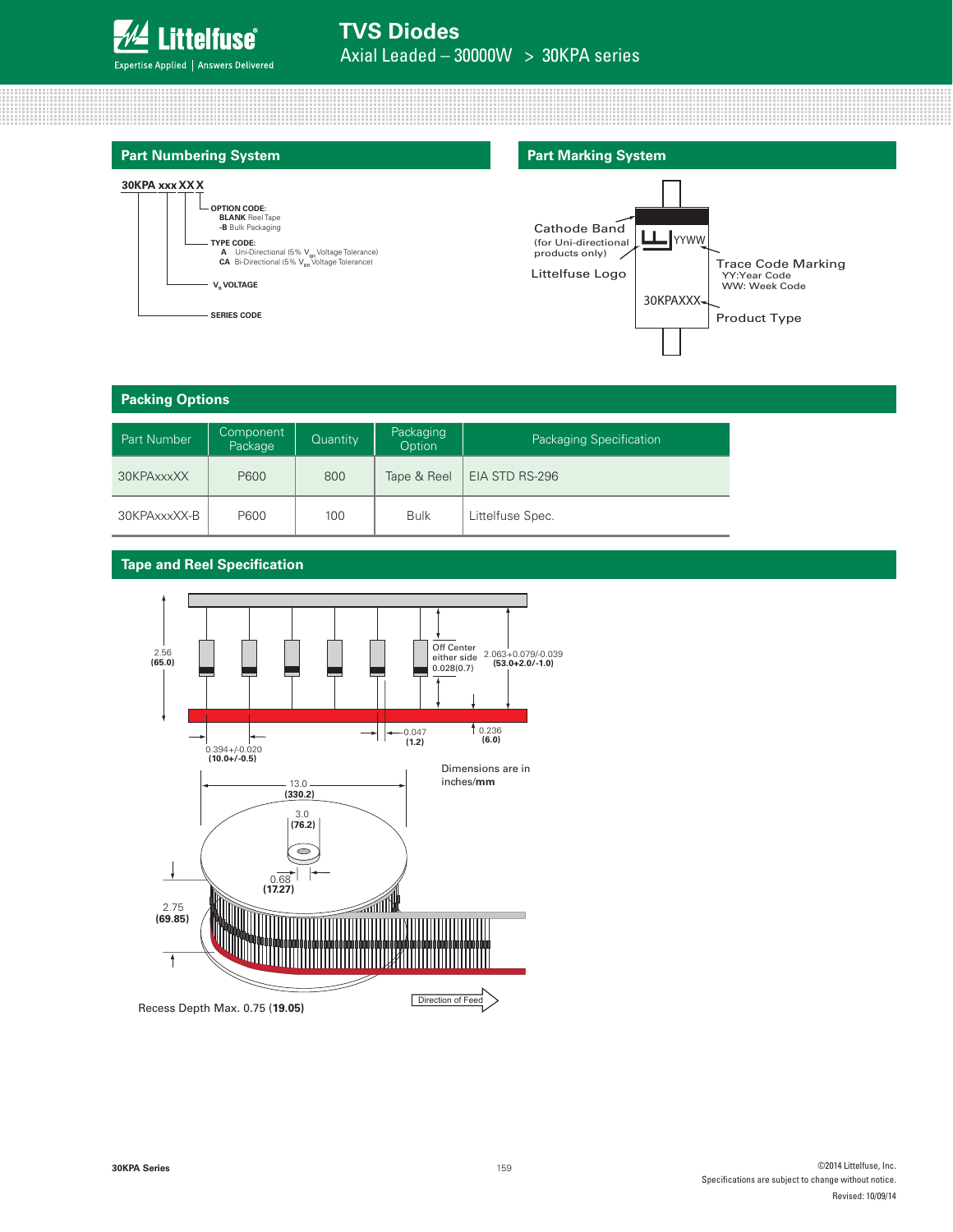# TVS Diodes

Axial Leaded – 30000W > 30KPA series

## Part Numbering System

30KPA xxx XX X

- OPTION CODE:
  - **BLANK** Reel Tape
  - **-B** Bulk Packaging
- TYPE CODE:
  - **A** Uni-Directional (5% $V_{BR}$ Voltage Tolerance)
  - **CA** Bi-Directional (5% $V_{BR}$ Voltage Tolerance)
- $V_R$ VOLTAGE
- SERIES CODE

## Part Marking System

Cathode Band (for Uni-directional products only)

Littelfuse Logo

YYWW

Trace Code Marking
YY:Year Code
WW: Week Code

30KPAXXX

Product Type

## Packing Options

| Part Number | Component Package | Quantity | Packaging Option | Packaging Specification |
|---|---|---|---|---|
| 30KPAxxxXX | P600 | 800 | Tape & Reel | EIA STD RS-296 |
| 30KPAxxxXX-B | P600 | 100 | Bulk | Littelfuse Spec. |

## Tape and Reel Specification

2.56
(65.0)

Off Center either side 0.028(0.7)

2.063+0.079/-0.039
(53.0+2.0/-1.0)

0.047
(1.2)

0.236
(6.0)

0.394+/-0.020
(10.0+/-0.5)

Dimensions are in inches/**mm**

13.0
(330.2)

3.0
(76.2)

0.68
(17.27)

2.75
(69.85)

Direction of Feed

Recess Depth Max. 0.75 (**19.05**)